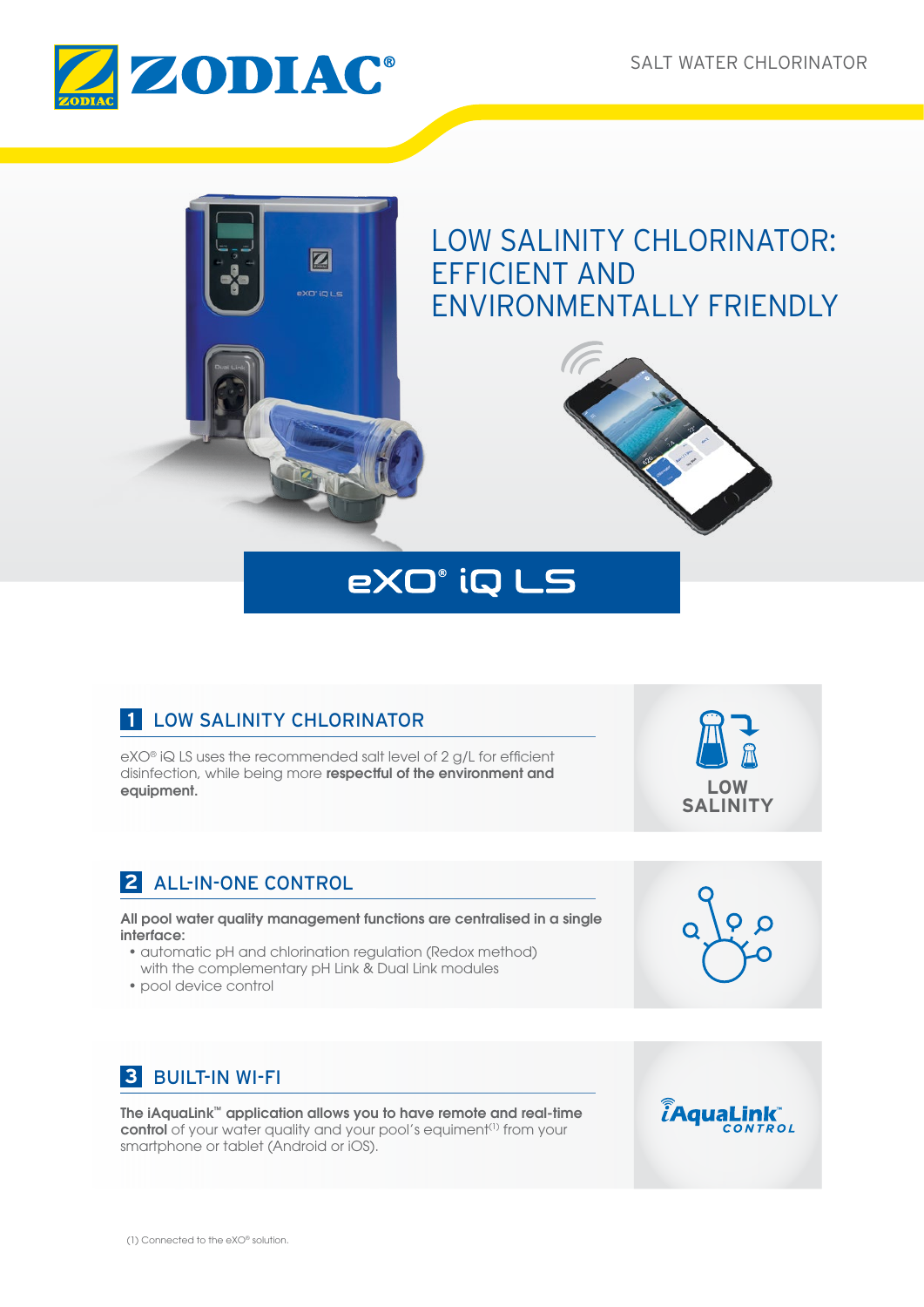# ZODIAC®

SALT WATER CHLORINATOR

## LOW SALINITY CHLORINATOR: EFFICIENT AND ENVIRONMENTALLY FRIENDLY

# eXO® iQ LS

## 1 LOW SALINITY CHLORINATOR

eXO® iQ LS uses the recommended salt level of 2 g/L for efficient disinfection, while being more **respectful of the environment and equipment.**

LOW SALINITY

## 2 ALL-IN-ONE CONTROL

**All pool water quality management functions are centralised in a single interface:**

- automatic pH and chlorination regulation (Redox method) with the complementary pH Link & Dual Link modules
- pool device control

## 3 BUILT-IN WI-FI

**The iAquaLink™ application allows you to have remote and real-time control** of your water quality and your pool's equiment[(1)] from your smartphone or tablet (Android or iOS).

iAquaLink™ CONTROL

(1) Connected to the eXO® solution.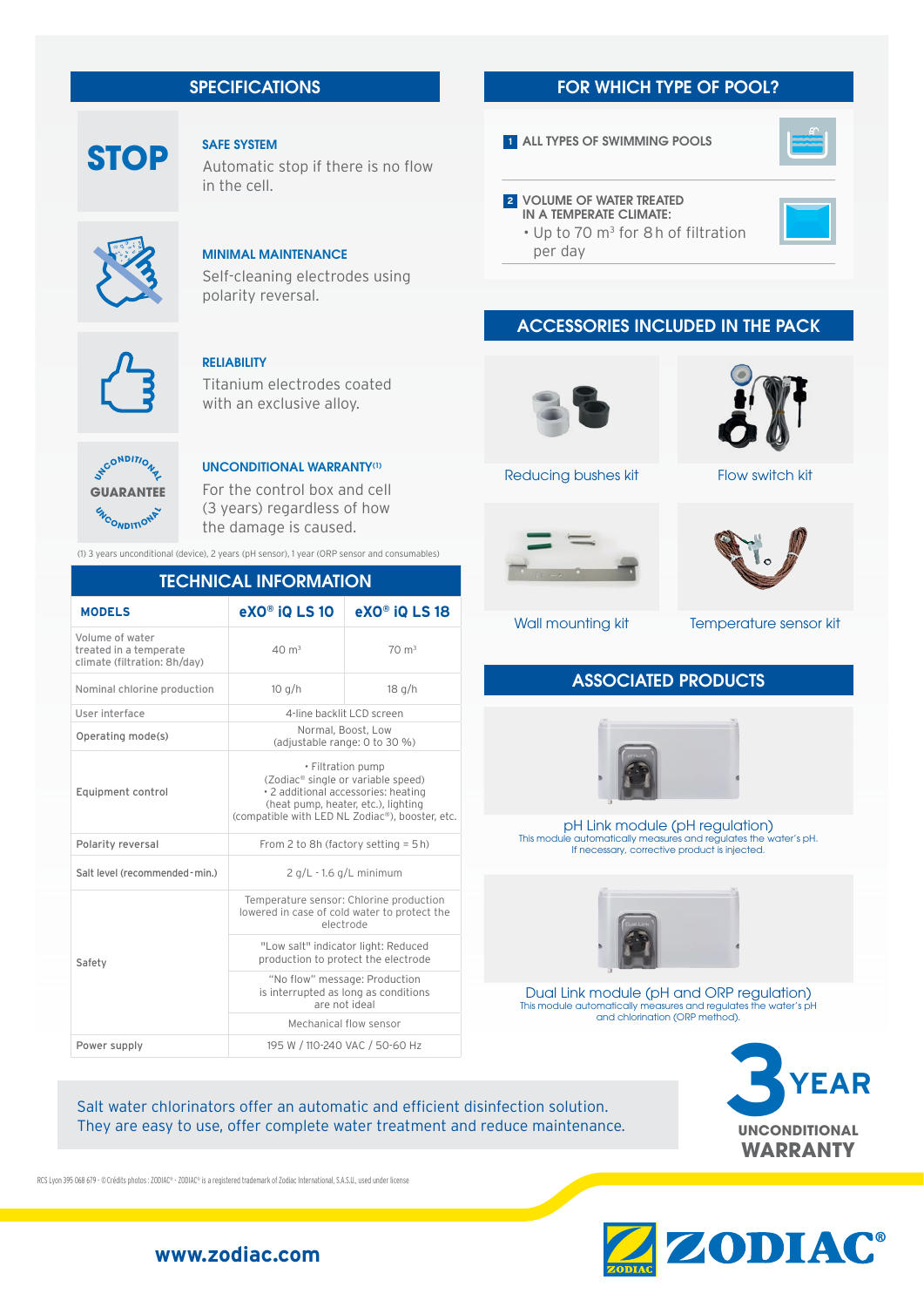## SPECIFICATIONS

STOP

### SAFE SYSTEM

Automatic stop if there is no flow in the cell.

### MINIMAL MAINTENANCE

Self-cleaning electrodes using polarity reversal.

### RELIABILITY

Titanium electrodes coated with an exclusive alloy.

UNCONDITIONAL GUARANTEE UNCONDITIONAL

### UNCONDITIONAL WARRANTY[1]

For the control box and cell (3 years) regardless of how the damage is caused.

(1) 3 years unconditional (device), 2 years (pH sensor), 1 year (ORP sensor and consumables)

## TECHNICAL INFORMATION

| MODELS | eXO® iQ LS 10 | eXO® iQ LS 18 |
|---|---|---|
| Volume of water treated in a temperate climate (filtration: 8h/day) | 40 m³ | 70 m³ |
| Nominal chlorine production | 10 g/h | 18 g/h |
| User interface | 4-line backlit LCD screen | |
| Operating mode(s) | Normal, Boost, Low (adjustable range: 0 to 30 %) | |
| Equipment control | • Filtration pump (Zodiac® single or variable speed) • 2 additional accessories: heating (heat pump, heater, etc.), lighting (compatible with LED NL Zodiac®), booster, etc. | |
| Polarity reversal | From 2 to 8h (factory setting = 5 h) | |
| Salt level (recommended - min.) | 2 g/L - 1.6 g/L minimum | |
| Safety | Temperature sensor: Chlorine production lowered in case of cold water to protect the electrode | |
| | "Low salt" indicator light: Reduced production to protect the electrode | |
| | "No flow" message: Production is interrupted as long as conditions are not ideal | |
| | Mechanical flow sensor | |
| Power supply | 195 W / 110-240 VAC / 50-60 Hz | |

## FOR WHICH TYPE OF POOL?

1. ALL TYPES OF SWIMMING POOLS
2. VOLUME OF WATER TREATED IN A TEMPERATE CLIMATE:
   - Up to 70 m³ for 8 h of filtration per day

## ACCESSORIES INCLUDED IN THE PACK

Reducing bushes kit

Flow switch kit

Wall mounting kit

Temperature sensor kit

## ASSOCIATED PRODUCTS

pH Link module (pH regulation)
This module automatically measures and regulates the water's pH. If necessary, corrective product is injected.

Dual Link module (pH and ORP regulation)
This module automatically measures and regulates the water's pH and chlorination (ORP method).

Salt water chlorinators offer an automatic and efficient disinfection solution. They are easy to use, offer complete water treatment and reduce maintenance.

3 YEAR UNCONDITIONAL WARRANTY

RCS Lyon 395 068 679 - ©Crédits photos : ZODIAC® - ZODIAC® is a registered trademark of Zodiac International, S.A.S.U., used under license

www.zodiac.com

ZODIAC®